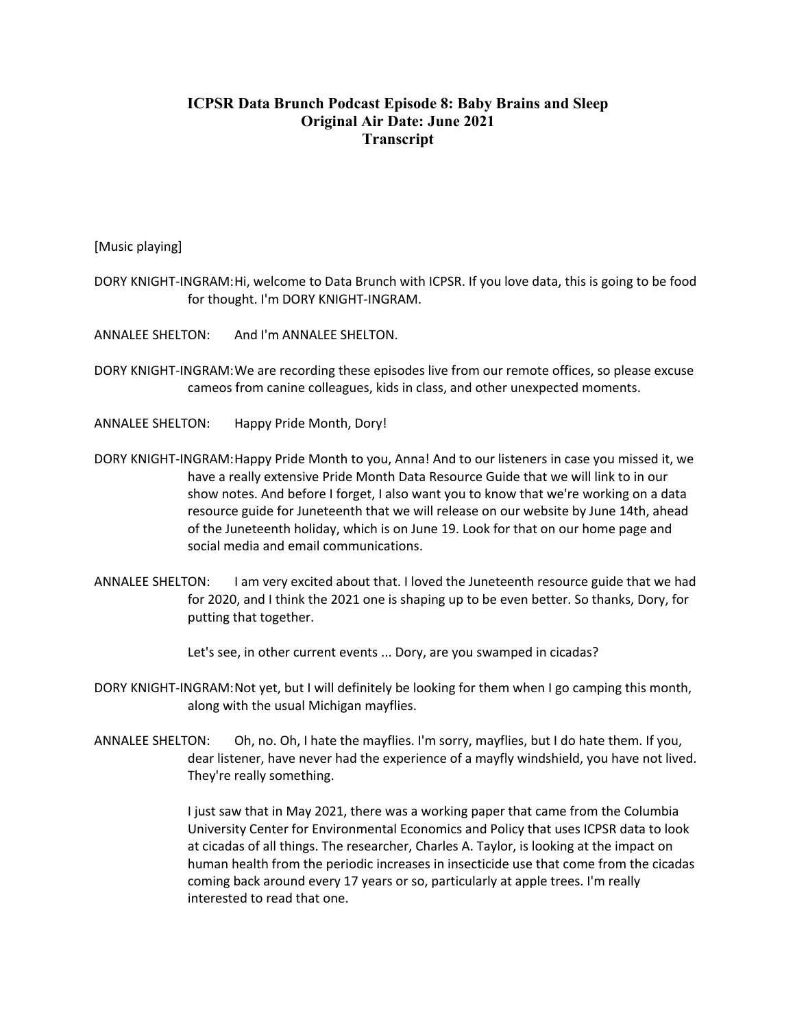# ICPSR Data Brunch Podcast Episode 8: Baby Brains and Sleep
## Original Air Date: June 2021
## Transcript

[Music playing]

DORY KNIGHT-INGRAM: Hi, welcome to Data Brunch with ICPSR. If you love data, this is going to be food for thought. I'm DORY KNIGHT-INGRAM.

ANNALEE SHELTON: And I'm ANNALEE SHELTON.

DORY KNIGHT-INGRAM: We are recording these episodes live from our remote offices, so please excuse cameos from canine colleagues, kids in class, and other unexpected moments.

ANNALEE SHELTON: Happy Pride Month, Dory!

DORY KNIGHT-INGRAM: Happy Pride Month to you, Anna! And to our listeners in case you missed it, we have a really extensive Pride Month Data Resource Guide that we will link to in our show notes. And before I forget, I also want you to know that we're working on a data resource guide for Juneteenth that we will release on our website by June 14th, ahead of the Juneteenth holiday, which is on June 19. Look for that on our home page and social media and email communications.

ANNALEE SHELTON: I am very excited about that. I loved the Juneteenth resource guide that we had for 2020, and I think the 2021 one is shaping up to be even better. So thanks, Dory, for putting that together.

Let's see, in other current events ... Dory, are you swamped in cicadas?

DORY KNIGHT-INGRAM: Not yet, but I will definitely be looking for them when I go camping this month, along with the usual Michigan mayflies.

ANNALEE SHELTON: Oh, no. Oh, I hate the mayflies. I'm sorry, mayflies, but I do hate them. If you, dear listener, have never had the experience of a mayfly windshield, you have not lived. They're really something.

I just saw that in May 2021, there was a working paper that came from the Columbia University Center for Environmental Economics and Policy that uses ICPSR data to look at cicadas of all things. The researcher, Charles A. Taylor, is looking at the impact on human health from the periodic increases in insecticide use that come from the cicadas coming back around every 17 years or so, particularly at apple trees. I'm really interested to read that one.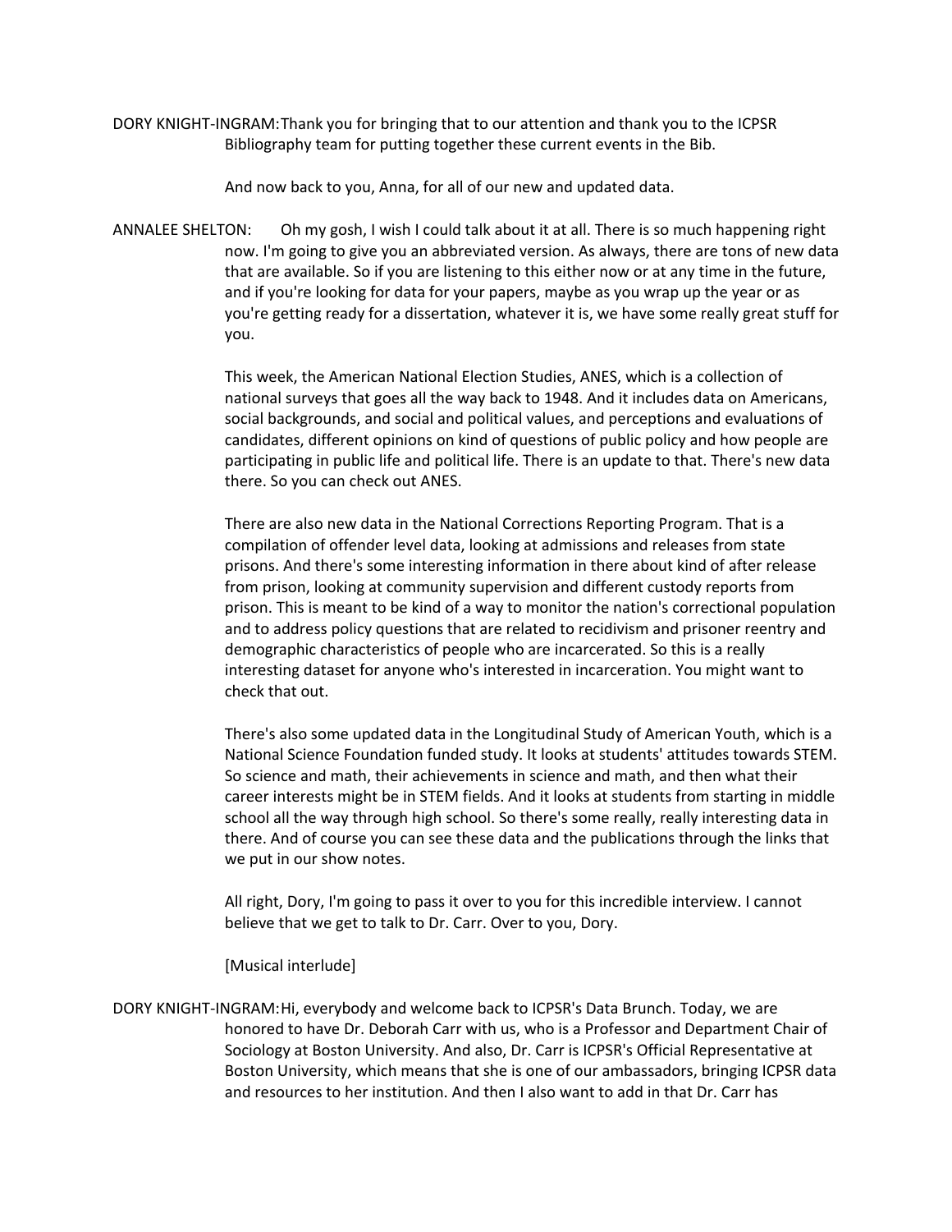DORY KNIGHT-INGRAM: Thank you for bringing that to our attention and thank you to the ICPSR Bibliography team for putting together these current events in the Bib.

And now back to you, Anna, for all of our new and updated data.

ANNALEE SHELTON: Oh my gosh, I wish I could talk about it at all. There is so much happening right now. I'm going to give you an abbreviated version. As always, there are tons of new data that are available. So if you are listening to this either now or at any time in the future, and if you're looking for data for your papers, maybe as you wrap up the year or as you're getting ready for a dissertation, whatever it is, we have some really great stuff for you.

This week, the American National Election Studies, ANES, which is a collection of national surveys that goes all the way back to 1948. And it includes data on Americans, social backgrounds, and social and political values, and perceptions and evaluations of candidates, different opinions on kind of questions of public policy and how people are participating in public life and political life. There is an update to that. There's new data there. So you can check out ANES.

There are also new data in the National Corrections Reporting Program. That is a compilation of offender level data, looking at admissions and releases from state prisons. And there's some interesting information in there about kind of after release from prison, looking at community supervision and different custody reports from prison. This is meant to be kind of a way to monitor the nation's correctional population and to address policy questions that are related to recidivism and prisoner reentry and demographic characteristics of people who are incarcerated. So this is a really interesting dataset for anyone who's interested in incarceration. You might want to check that out.

There's also some updated data in the Longitudinal Study of American Youth, which is a National Science Foundation funded study. It looks at students' attitudes towards STEM. So science and math, their achievements in science and math, and then what their career interests might be in STEM fields. And it looks at students from starting in middle school all the way through high school. So there's some really, really interesting data in there. And of course you can see these data and the publications through the links that we put in our show notes.

All right, Dory, I'm going to pass it over to you for this incredible interview. I cannot believe that we get to talk to Dr. Carr. Over to you, Dory.

[Musical interlude]

DORY KNIGHT-INGRAM: Hi, everybody and welcome back to ICPSR's Data Brunch. Today, we are honored to have Dr. Deborah Carr with us, who is a Professor and Department Chair of Sociology at Boston University. And also, Dr. Carr is ICPSR's Official Representative at Boston University, which means that she is one of our ambassadors, bringing ICPSR data and resources to her institution. And then I also want to add in that Dr. Carr has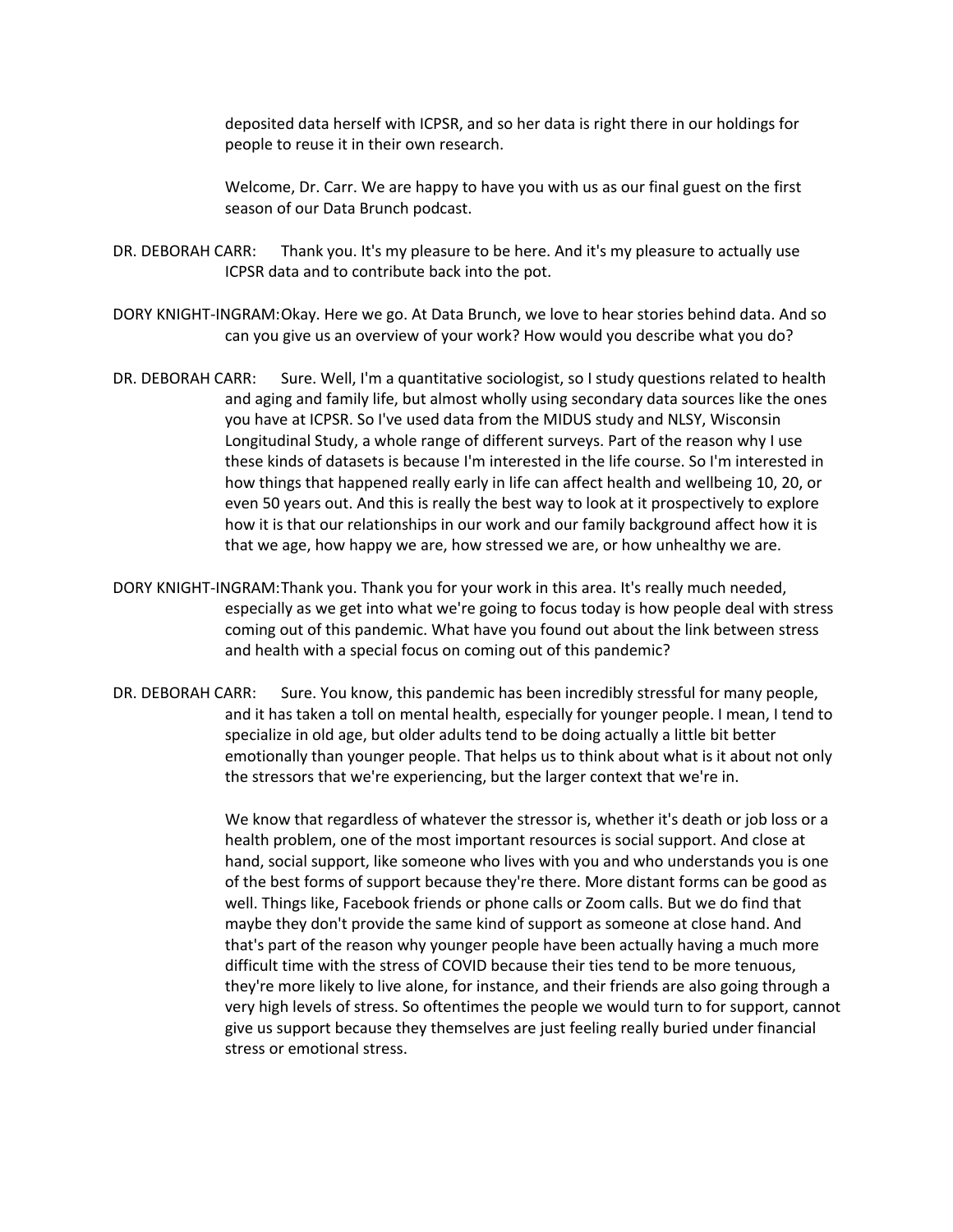deposited data herself with ICPSR, and so her data is right there in our holdings for people to reuse it in their own research.

Welcome, Dr. Carr. We are happy to have you with us as our final guest on the first season of our Data Brunch podcast.

DR. DEBORAH CARR: Thank you. It's my pleasure to be here. And it's my pleasure to actually use ICPSR data and to contribute back into the pot.

DORY KNIGHT-INGRAM: Okay. Here we go. At Data Brunch, we love to hear stories behind data. And so can you give us an overview of your work? How would you describe what you do?

DR. DEBORAH CARR: Sure. Well, I'm a quantitative sociologist, so I study questions related to health and aging and family life, but almost wholly using secondary data sources like the ones you have at ICPSR. So I've used data from the MIDUS study and NLSY, Wisconsin Longitudinal Study, a whole range of different surveys. Part of the reason why I use these kinds of datasets is because I'm interested in the life course. So I'm interested in how things that happened really early in life can affect health and wellbeing 10, 20, or even 50 years out. And this is really the best way to look at it prospectively to explore how it is that our relationships in our work and our family background affect how it is that we age, how happy we are, how stressed we are, or how unhealthy we are.

DORY KNIGHT-INGRAM: Thank you. Thank you for your work in this area. It's really much needed, especially as we get into what we're going to focus today is how people deal with stress coming out of this pandemic. What have you found out about the link between stress and health with a special focus on coming out of this pandemic?

DR. DEBORAH CARR: Sure. You know, this pandemic has been incredibly stressful for many people, and it has taken a toll on mental health, especially for younger people. I mean, I tend to specialize in old age, but older adults tend to be doing actually a little bit better emotionally than younger people. That helps us to think about what is it about not only the stressors that we're experiencing, but the larger context that we're in.

We know that regardless of whatever the stressor is, whether it's death or job loss or a health problem, one of the most important resources is social support. And close at hand, social support, like someone who lives with you and who understands you is one of the best forms of support because they're there. More distant forms can be good as well. Things like, Facebook friends or phone calls or Zoom calls. But we do find that maybe they don't provide the same kind of support as someone at close hand. And that's part of the reason why younger people have been actually having a much more difficult time with the stress of COVID because their ties tend to be more tenuous, they're more likely to live alone, for instance, and their friends are also going through a very high levels of stress. So oftentimes the people we would turn to for support, cannot give us support because they themselves are just feeling really buried under financial stress or emotional stress.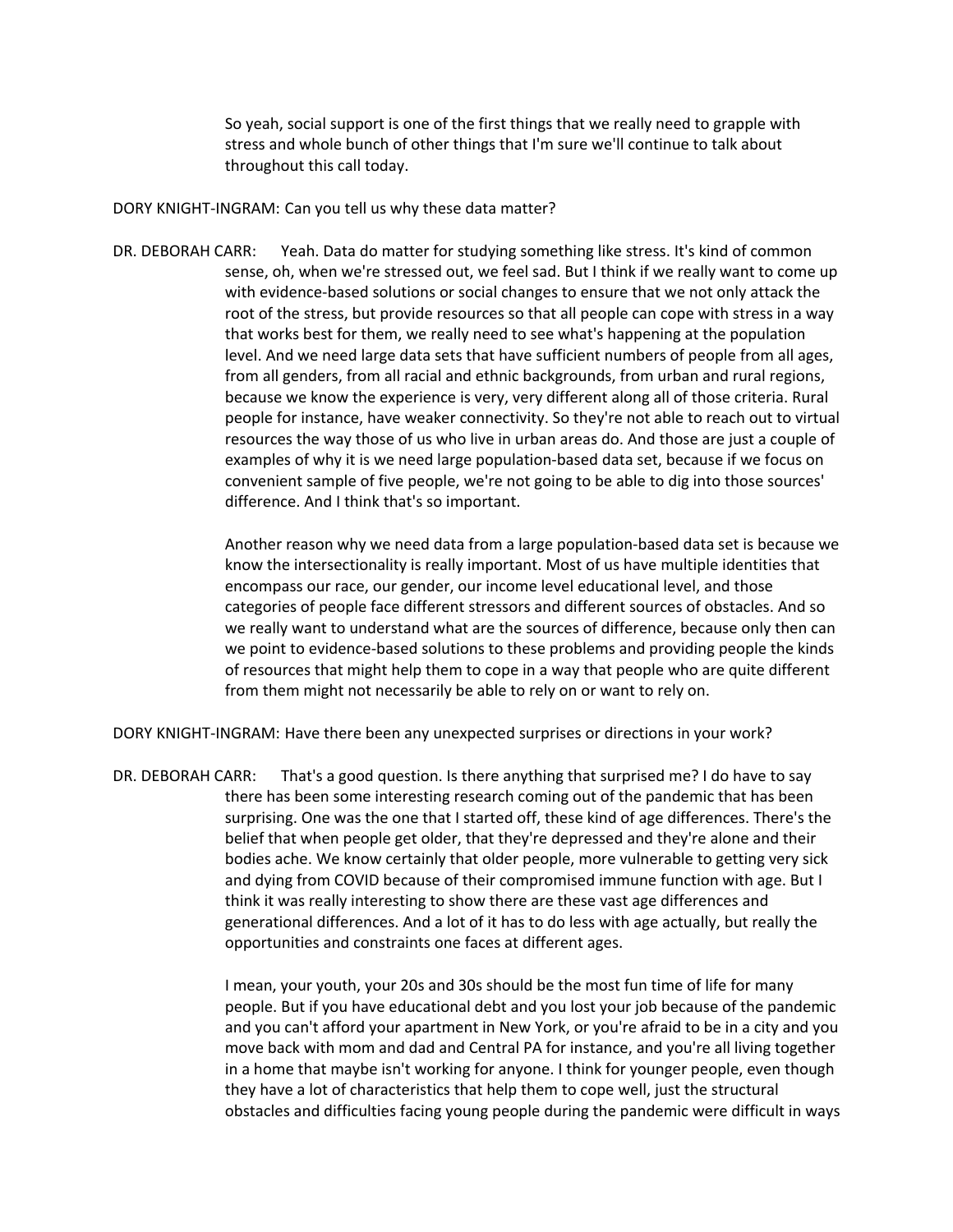So yeah, social support is one of the first things that we really need to grapple with stress and whole bunch of other things that I'm sure we'll continue to talk about throughout this call today.

DORY KNIGHT-INGRAM: Can you tell us why these data matter?

DR. DEBORAH CARR: Yeah. Data do matter for studying something like stress. It's kind of common sense, oh, when we're stressed out, we feel sad. But I think if we really want to come up with evidence-based solutions or social changes to ensure that we not only attack the root of the stress, but provide resources so that all people can cope with stress in a way that works best for them, we really need to see what's happening at the population level. And we need large data sets that have sufficient numbers of people from all ages, from all genders, from all racial and ethnic backgrounds, from urban and rural regions, because we know the experience is very, very different along all of those criteria. Rural people for instance, have weaker connectivity. So they're not able to reach out to virtual resources the way those of us who live in urban areas do. And those are just a couple of examples of why it is we need large population-based data set, because if we focus on convenient sample of five people, we're not going to be able to dig into those sources' difference. And I think that's so important.

Another reason why we need data from a large population-based data set is because we know the intersectionality is really important. Most of us have multiple identities that encompass our race, our gender, our income level educational level, and those categories of people face different stressors and different sources of obstacles. And so we really want to understand what are the sources of difference, because only then can we point to evidence-based solutions to these problems and providing people the kinds of resources that might help them to cope in a way that people who are quite different from them might not necessarily be able to rely on or want to rely on.

DORY KNIGHT-INGRAM: Have there been any unexpected surprises or directions in your work?

DR. DEBORAH CARR: That's a good question. Is there anything that surprised me? I do have to say there has been some interesting research coming out of the pandemic that has been surprising. One was the one that I started off, these kind of age differences. There's the belief that when people get older, that they're depressed and they're alone and their bodies ache. We know certainly that older people, more vulnerable to getting very sick and dying from COVID because of their compromised immune function with age. But I think it was really interesting to show there are these vast age differences and generational differences. And a lot of it has to do less with age actually, but really the opportunities and constraints one faces at different ages.

I mean, your youth, your 20s and 30s should be the most fun time of life for many people. But if you have educational debt and you lost your job because of the pandemic and you can't afford your apartment in New York, or you're afraid to be in a city and you move back with mom and dad and Central PA for instance, and you're all living together in a home that maybe isn't working for anyone. I think for younger people, even though they have a lot of characteristics that help them to cope well, just the structural obstacles and difficulties facing young people during the pandemic were difficult in ways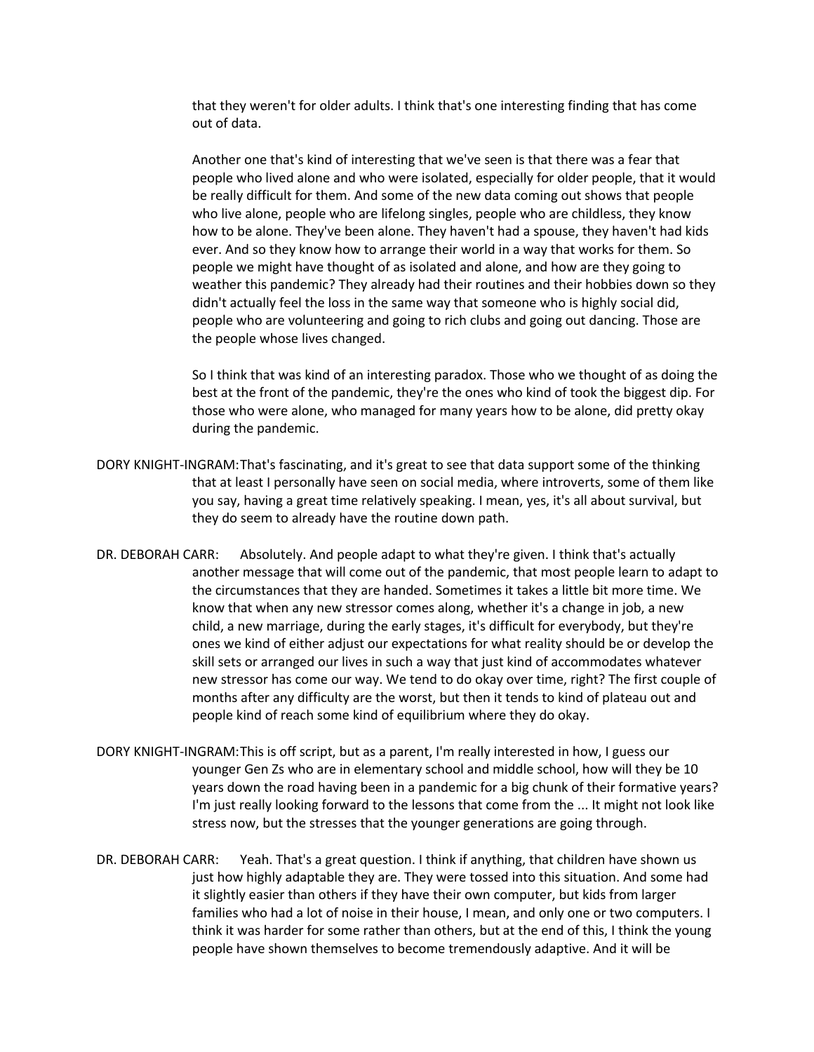that they weren't for older adults. I think that's one interesting finding that has come out of data.

Another one that's kind of interesting that we've seen is that there was a fear that people who lived alone and who were isolated, especially for older people, that it would be really difficult for them. And some of the new data coming out shows that people who live alone, people who are lifelong singles, people who are childless, they know how to be alone. They've been alone. They haven't had a spouse, they haven't had kids ever. And so they know how to arrange their world in a way that works for them. So people we might have thought of as isolated and alone, and how are they going to weather this pandemic? They already had their routines and their hobbies down so they didn't actually feel the loss in the same way that someone who is highly social did, people who are volunteering and going to rich clubs and going out dancing. Those are the people whose lives changed.

So I think that was kind of an interesting paradox. Those who we thought of as doing the best at the front of the pandemic, they're the ones who kind of took the biggest dip. For those who were alone, who managed for many years how to be alone, did pretty okay during the pandemic.

DORY KNIGHT-INGRAM: That's fascinating, and it's great to see that data support some of the thinking that at least I personally have seen on social media, where introverts, some of them like you say, having a great time relatively speaking. I mean, yes, it's all about survival, but they do seem to already have the routine down path.

DR. DEBORAH CARR: Absolutely. And people adapt to what they're given. I think that's actually another message that will come out of the pandemic, that most people learn to adapt to the circumstances that they are handed. Sometimes it takes a little bit more time. We know that when any new stressor comes along, whether it's a change in job, a new child, a new marriage, during the early stages, it's difficult for everybody, but they're ones we kind of either adjust our expectations for what reality should be or develop the skill sets or arranged our lives in such a way that just kind of accommodates whatever new stressor has come our way. We tend to do okay over time, right? The first couple of months after any difficulty are the worst, but then it tends to kind of plateau out and people kind of reach some kind of equilibrium where they do okay.

DORY KNIGHT-INGRAM: This is off script, but as a parent, I'm really interested in how, I guess our younger Gen Zs who are in elementary school and middle school, how will they be 10 years down the road having been in a pandemic for a big chunk of their formative years? I'm just really looking forward to the lessons that come from the ... It might not look like stress now, but the stresses that the younger generations are going through.

DR. DEBORAH CARR: Yeah. That's a great question. I think if anything, that children have shown us just how highly adaptable they are. They were tossed into this situation. And some had it slightly easier than others if they have their own computer, but kids from larger families who had a lot of noise in their house, I mean, and only one or two computers. I think it was harder for some rather than others, but at the end of this, I think the young people have shown themselves to become tremendously adaptive. And it will be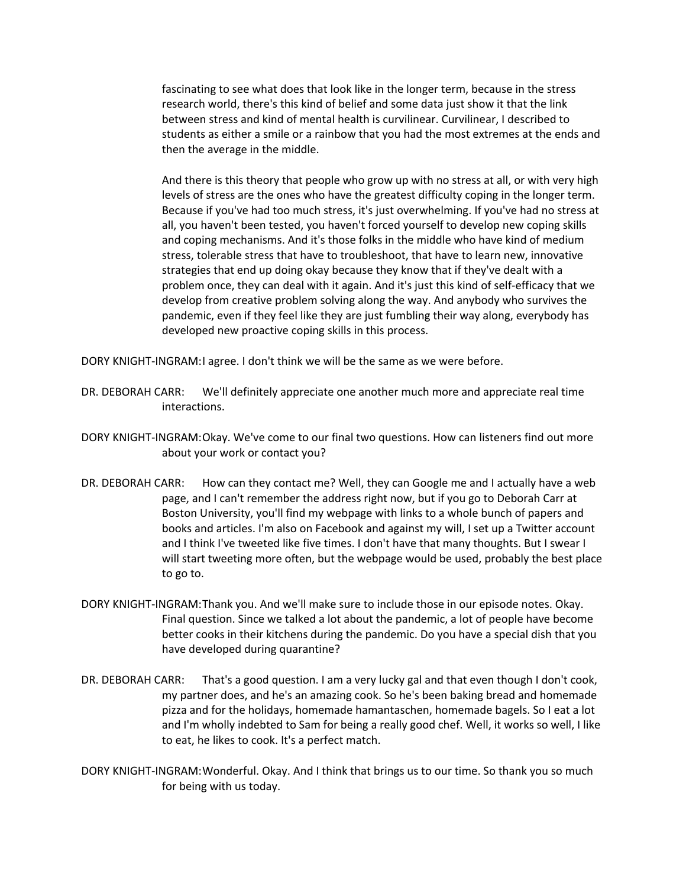fascinating to see what does that look like in the longer term, because in the stress research world, there's this kind of belief and some data just show it that the link between stress and kind of mental health is curvilinear. Curvilinear, I described to students as either a smile or a rainbow that you had the most extremes at the ends and then the average in the middle.

And there is this theory that people who grow up with no stress at all, or with very high levels of stress are the ones who have the greatest difficulty coping in the longer term. Because if you've had too much stress, it's just overwhelming. If you've had no stress at all, you haven't been tested, you haven't forced yourself to develop new coping skills and coping mechanisms. And it's those folks in the middle who have kind of medium stress, tolerable stress that have to troubleshoot, that have to learn new, innovative strategies that end up doing okay because they know that if they've dealt with a problem once, they can deal with it again. And it's just this kind of self-efficacy that we develop from creative problem solving along the way. And anybody who survives the pandemic, even if they feel like they are just fumbling their way along, everybody has developed new proactive coping skills in this process.

DORY KNIGHT-INGRAM: I agree. I don't think we will be the same as we were before.

DR. DEBORAH CARR: We'll definitely appreciate one another much more and appreciate real time interactions.

DORY KNIGHT-INGRAM: Okay. We've come to our final two questions. How can listeners find out more about your work or contact you?

DR. DEBORAH CARR: How can they contact me? Well, they can Google me and I actually have a web page, and I can't remember the address right now, but if you go to Deborah Carr at Boston University, you'll find my webpage with links to a whole bunch of papers and books and articles. I'm also on Facebook and against my will, I set up a Twitter account and I think I've tweeted like five times. I don't have that many thoughts. But I swear I will start tweeting more often, but the webpage would be used, probably the best place to go to.

DORY KNIGHT-INGRAM: Thank you. And we'll make sure to include those in our episode notes. Okay. Final question. Since we talked a lot about the pandemic, a lot of people have become better cooks in their kitchens during the pandemic. Do you have a special dish that you have developed during quarantine?

DR. DEBORAH CARR: That's a good question. I am a very lucky gal and that even though I don't cook, my partner does, and he's an amazing cook. So he's been baking bread and homemade pizza and for the holidays, homemade hamantaschen, homemade bagels. So I eat a lot and I'm wholly indebted to Sam for being a really good chef. Well, it works so well, I like to eat, he likes to cook. It's a perfect match.

DORY KNIGHT-INGRAM: Wonderful. Okay. And I think that brings us to our time. So thank you so much for being with us today.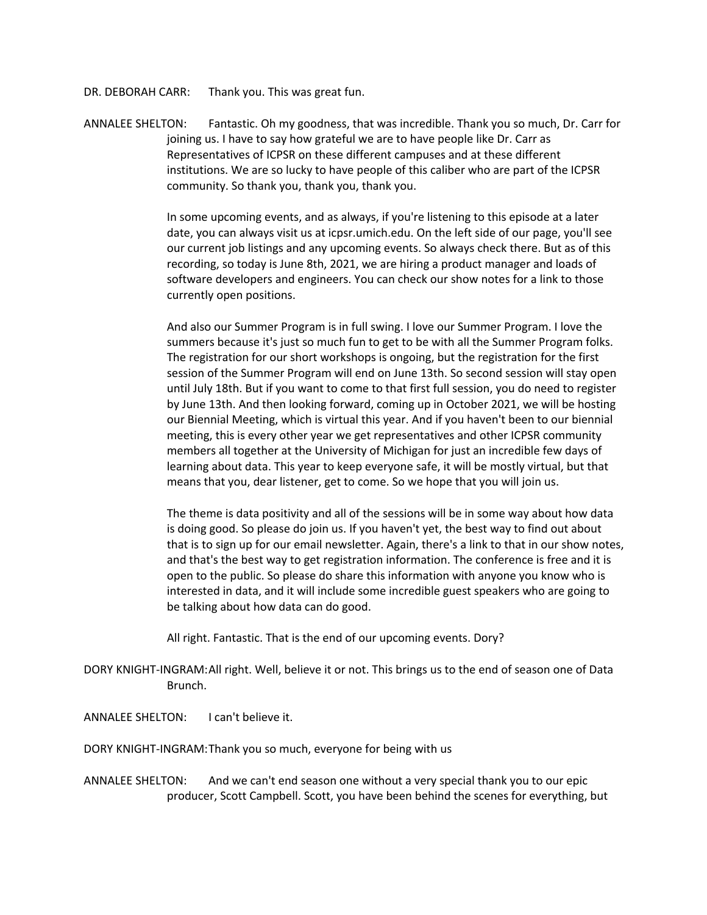DR. DEBORAH CARR: Thank you. This was great fun.

ANNALEE SHELTON: Fantastic. Oh my goodness, that was incredible. Thank you so much, Dr. Carr for joining us. I have to say how grateful we are to have people like Dr. Carr as Representatives of ICPSR on these different campuses and at these different institutions. We are so lucky to have people of this caliber who are part of the ICPSR community. So thank you, thank you, thank you.

In some upcoming events, and as always, if you're listening to this episode at a later date, you can always visit us at icpsr.umich.edu. On the left side of our page, you'll see our current job listings and any upcoming events. So always check there. But as of this recording, so today is June 8th, 2021, we are hiring a product manager and loads of software developers and engineers. You can check our show notes for a link to those currently open positions.

And also our Summer Program is in full swing. I love our Summer Program. I love the summers because it's just so much fun to get to be with all the Summer Program folks. The registration for our short workshops is ongoing, but the registration for the first session of the Summer Program will end on June 13th. So second session will stay open until July 18th. But if you want to come to that first full session, you do need to register by June 13th. And then looking forward, coming up in October 2021, we will be hosting our Biennial Meeting, which is virtual this year. And if you haven't been to our biennial meeting, this is every other year we get representatives and other ICPSR community members all together at the University of Michigan for just an incredible few days of learning about data. This year to keep everyone safe, it will be mostly virtual, but that means that you, dear listener, get to come. So we hope that you will join us.

The theme is data positivity and all of the sessions will be in some way about how data is doing good. So please do join us. If you haven't yet, the best way to find out about that is to sign up for our email newsletter. Again, there's a link to that in our show notes, and that's the best way to get registration information. The conference is free and it is open to the public. So please do share this information with anyone you know who is interested in data, and it will include some incredible guest speakers who are going to be talking about how data can do good.

All right. Fantastic. That is the end of our upcoming events. Dory?

DORY KNIGHT-INGRAM: All right. Well, believe it or not. This brings us to the end of season one of Data Brunch.

ANNALEE SHELTON: I can't believe it.

DORY KNIGHT-INGRAM: Thank you so much, everyone for being with us

ANNALEE SHELTON: And we can't end season one without a very special thank you to our epic producer, Scott Campbell. Scott, you have been behind the scenes for everything, but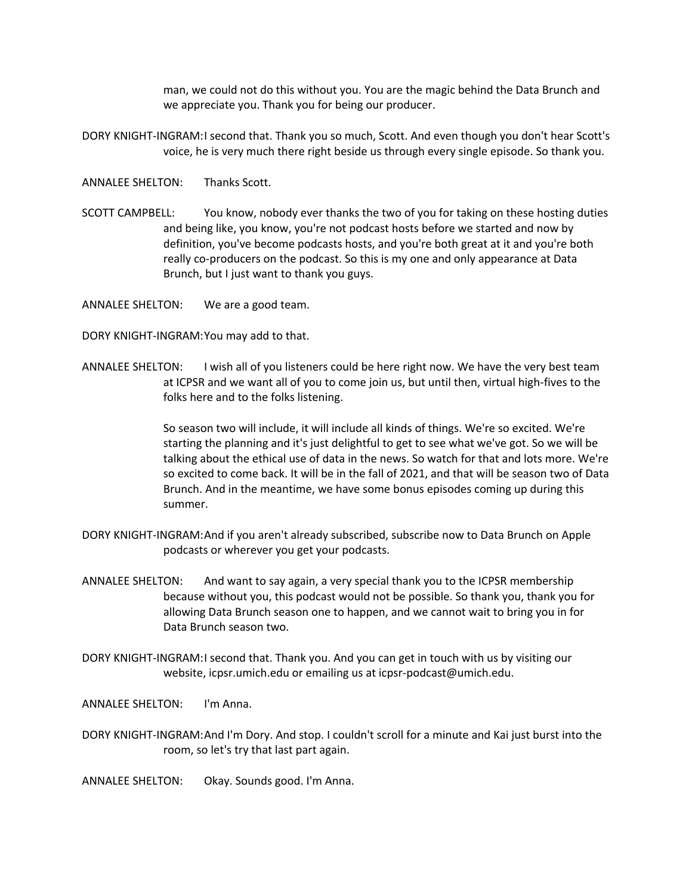man, we could not do this without you. You are the magic behind the Data Brunch and we appreciate you. Thank you for being our producer.

DORY KNIGHT-INGRAM: I second that. Thank you so much, Scott. And even though you don't hear Scott's voice, he is very much there right beside us through every single episode. So thank you.

ANNALEE SHELTON: Thanks Scott.

SCOTT CAMPBELL: You know, nobody ever thanks the two of you for taking on these hosting duties and being like, you know, you're not podcast hosts before we started and now by definition, you've become podcasts hosts, and you're both great at it and you're both really co-producers on the podcast. So this is my one and only appearance at Data Brunch, but I just want to thank you guys.

ANNALEE SHELTON: We are a good team.

DORY KNIGHT-INGRAM: You may add to that.

ANNALEE SHELTON: I wish all of you listeners could be here right now. We have the very best team at ICPSR and we want all of you to come join us, but until then, virtual high-fives to the folks here and to the folks listening.

So season two will include, it will include all kinds of things. We're so excited. We're starting the planning and it's just delightful to get to see what we've got. So we will be talking about the ethical use of data in the news. So watch for that and lots more. We're so excited to come back. It will be in the fall of 2021, and that will be season two of Data Brunch. And in the meantime, we have some bonus episodes coming up during this summer.

DORY KNIGHT-INGRAM: And if you aren't already subscribed, subscribe now to Data Brunch on Apple podcasts or wherever you get your podcasts.

ANNALEE SHELTON: And want to say again, a very special thank you to the ICPSR membership because without you, this podcast would not be possible. So thank you, thank you for allowing Data Brunch season one to happen, and we cannot wait to bring you in for Data Brunch season two.

DORY KNIGHT-INGRAM: I second that. Thank you. And you can get in touch with us by visiting our website, icpsr.umich.edu or emailing us at icpsr-podcast@umich.edu.

ANNALEE SHELTON: I'm Anna.

DORY KNIGHT-INGRAM: And I'm Dory. And stop. I couldn't scroll for a minute and Kai just burst into the room, so let's try that last part again.

ANNALEE SHELTON: Okay. Sounds good. I'm Anna.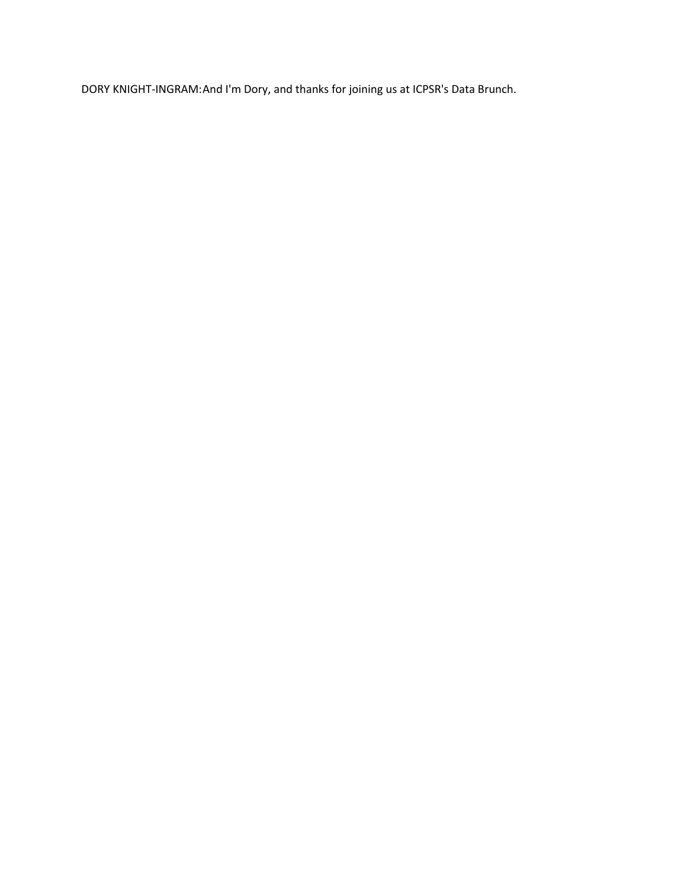DORY KNIGHT-INGRAM: And I'm Dory, and thanks for joining us at ICPSR's Data Brunch.